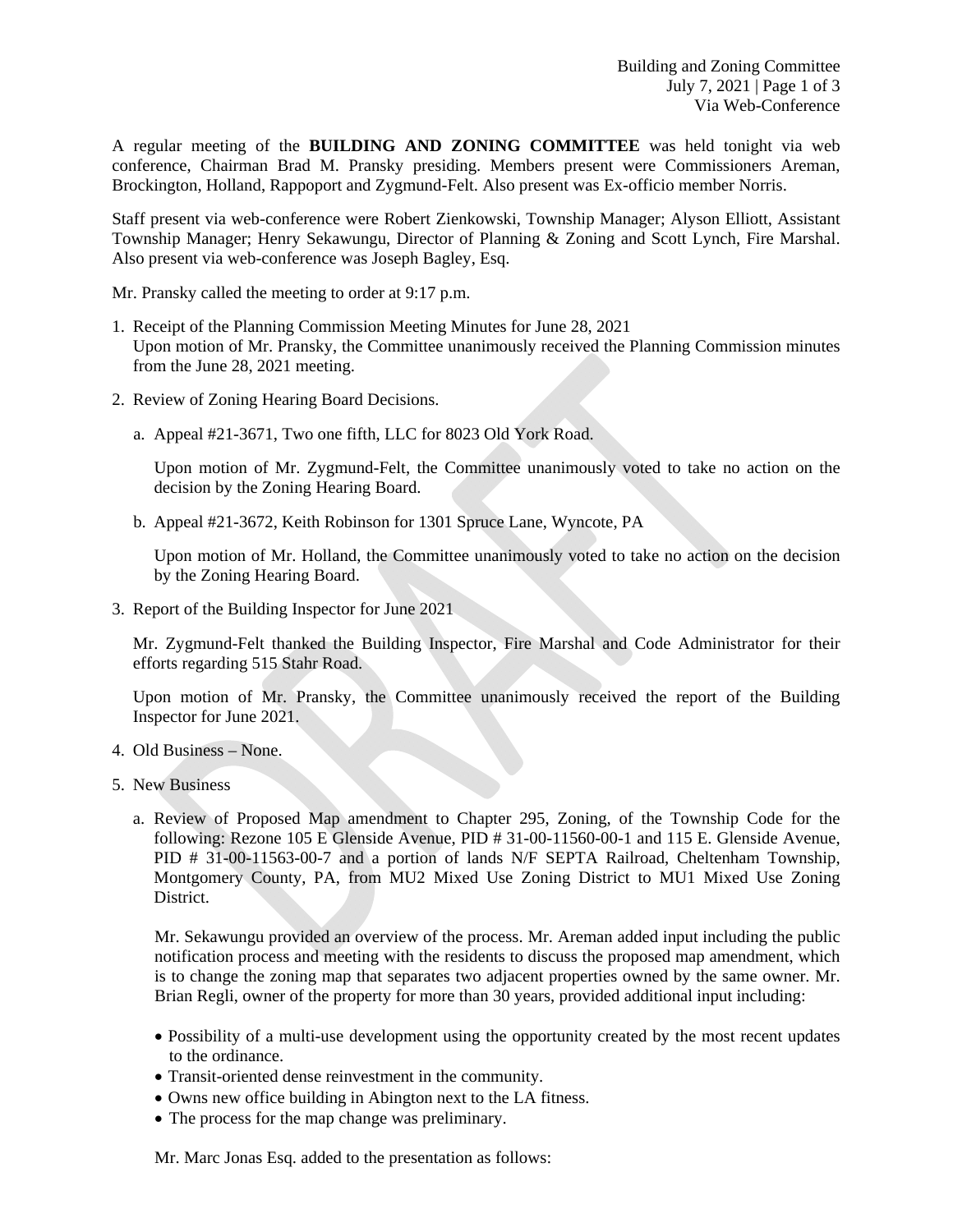A regular meeting of the **BUILDING AND ZONING COMMITTEE** was held tonight via web conference, Chairman Brad M. Pransky presiding. Members present were Commissioners Areman, Brockington, Holland, Rappoport and Zygmund-Felt. Also present was Ex-officio member Norris.

Staff present via web-conference were Robert Zienkowski, Township Manager; Alyson Elliott, Assistant Township Manager; Henry Sekawungu, Director of Planning & Zoning and Scott Lynch, Fire Marshal. Also present via web-conference was Joseph Bagley, Esq.

Mr. Pransky called the meeting to order at 9:17 p.m.

1. Receipt of the Planning Commission Meeting Minutes for June 28, 2021
   Upon motion of Mr. Pransky, the Committee unanimously received the Planning Commission minutes from the June 28, 2021 meeting.

2. Review of Zoning Hearing Board Decisions.

   a. Appeal #21-3671, Two one fifth, LLC for 8023 Old York Road.

      Upon motion of Mr. Zygmund-Felt, the Committee unanimously voted to take no action on the decision by the Zoning Hearing Board.

   b. Appeal #21-3672, Keith Robinson for 1301 Spruce Lane, Wyncote, PA

      Upon motion of Mr. Holland, the Committee unanimously voted to take no action on the decision by the Zoning Hearing Board.

3. Report of the Building Inspector for June 2021

   Mr. Zygmund-Felt thanked the Building Inspector, Fire Marshal and Code Administrator for their efforts regarding 515 Stahr Road.

   Upon motion of Mr. Pransky, the Committee unanimously received the report of the Building Inspector for June 2021.

4. Old Business – None.

5. New Business

   a. Review of Proposed Map amendment to Chapter 295, Zoning, of the Township Code for the following: Rezone 105 E Glenside Avenue, PID # 31-00-11560-00-1 and 115 E. Glenside Avenue, PID # 31-00-11563-00-7 and a portion of lands N/F SEPTA Railroad, Cheltenham Township, Montgomery County, PA, from MU2 Mixed Use Zoning District to MU1 Mixed Use Zoning District.

      Mr. Sekawungu provided an overview of the process. Mr. Areman added input including the public notification process and meeting with the residents to discuss the proposed map amendment, which is to change the zoning map that separates two adjacent properties owned by the same owner. Mr. Brian Regli, owner of the property for more than 30 years, provided additional input including:

      - Possibility of a multi-use development using the opportunity created by the most recent updates to the ordinance.
      - Transit-oriented dense reinvestment in the community.
      - Owns new office building in Abington next to the LA fitness.
      - The process for the map change was preliminary.

      Mr. Marc Jonas Esq. added to the presentation as follows: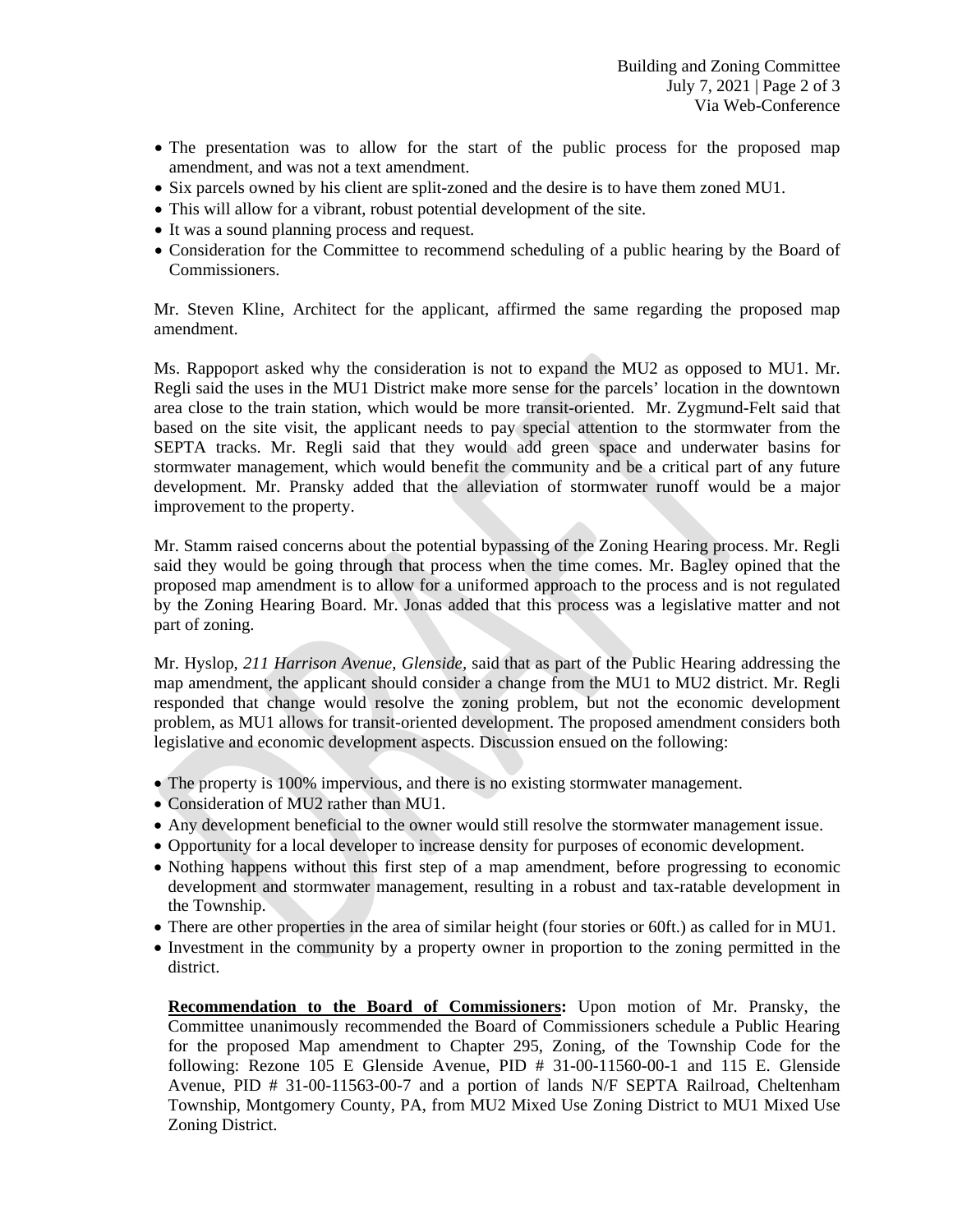- The presentation was to allow for the start of the public process for the proposed map amendment, and was not a text amendment.
- Six parcels owned by his client are split-zoned and the desire is to have them zoned MU1.
- This will allow for a vibrant, robust potential development of the site.
- It was a sound planning process and request.
- Consideration for the Committee to recommend scheduling of a public hearing by the Board of Commissioners.

Mr. Steven Kline, Architect for the applicant, affirmed the same regarding the proposed map amendment.

Ms. Rappoport asked why the consideration is not to expand the MU2 as opposed to MU1. Mr. Regli said the uses in the MU1 District make more sense for the parcels' location in the downtown area close to the train station, which would be more transit-oriented. Mr. Zygmund-Felt said that based on the site visit, the applicant needs to pay special attention to the stormwater from the SEPTA tracks. Mr. Regli said that they would add green space and underwater basins for stormwater management, which would benefit the community and be a critical part of any future development. Mr. Pransky added that the alleviation of stormwater runoff would be a major improvement to the property.

Mr. Stamm raised concerns about the potential bypassing of the Zoning Hearing process. Mr. Regli said they would be going through that process when the time comes. Mr. Bagley opined that the proposed map amendment is to allow for a uniformed approach to the process and is not regulated by the Zoning Hearing Board. Mr. Jonas added that this process was a legislative matter and not part of zoning.

Mr. Hyslop, *211 Harrison Avenue, Glenside,* said that as part of the Public Hearing addressing the map amendment, the applicant should consider a change from the MU1 to MU2 district. Mr. Regli responded that change would resolve the zoning problem, but not the economic development problem, as MU1 allows for transit-oriented development. The proposed amendment considers both legislative and economic development aspects. Discussion ensued on the following:

- The property is 100% impervious, and there is no existing stormwater management.
- Consideration of MU2 rather than MU1.
- Any development beneficial to the owner would still resolve the stormwater management issue.
- Opportunity for a local developer to increase density for purposes of economic development.
- Nothing happens without this first step of a map amendment, before progressing to economic development and stormwater management, resulting in a robust and tax-ratable development in the Township.
- There are other properties in the area of similar height (four stories or 60ft.) as called for in MU1.
- Investment in the community by a property owner in proportion to the zoning permitted in the district.

**Recommendation to the Board of Commissioners:** Upon motion of Mr. Pransky, the Committee unanimously recommended the Board of Commissioners schedule a Public Hearing for the proposed Map amendment to Chapter 295, Zoning, of the Township Code for the following: Rezone 105 E Glenside Avenue, PID # 31-00-11560-00-1 and 115 E. Glenside Avenue, PID # 31-00-11563-00-7 and a portion of lands N/F SEPTA Railroad, Cheltenham Township, Montgomery County, PA, from MU2 Mixed Use Zoning District to MU1 Mixed Use Zoning District.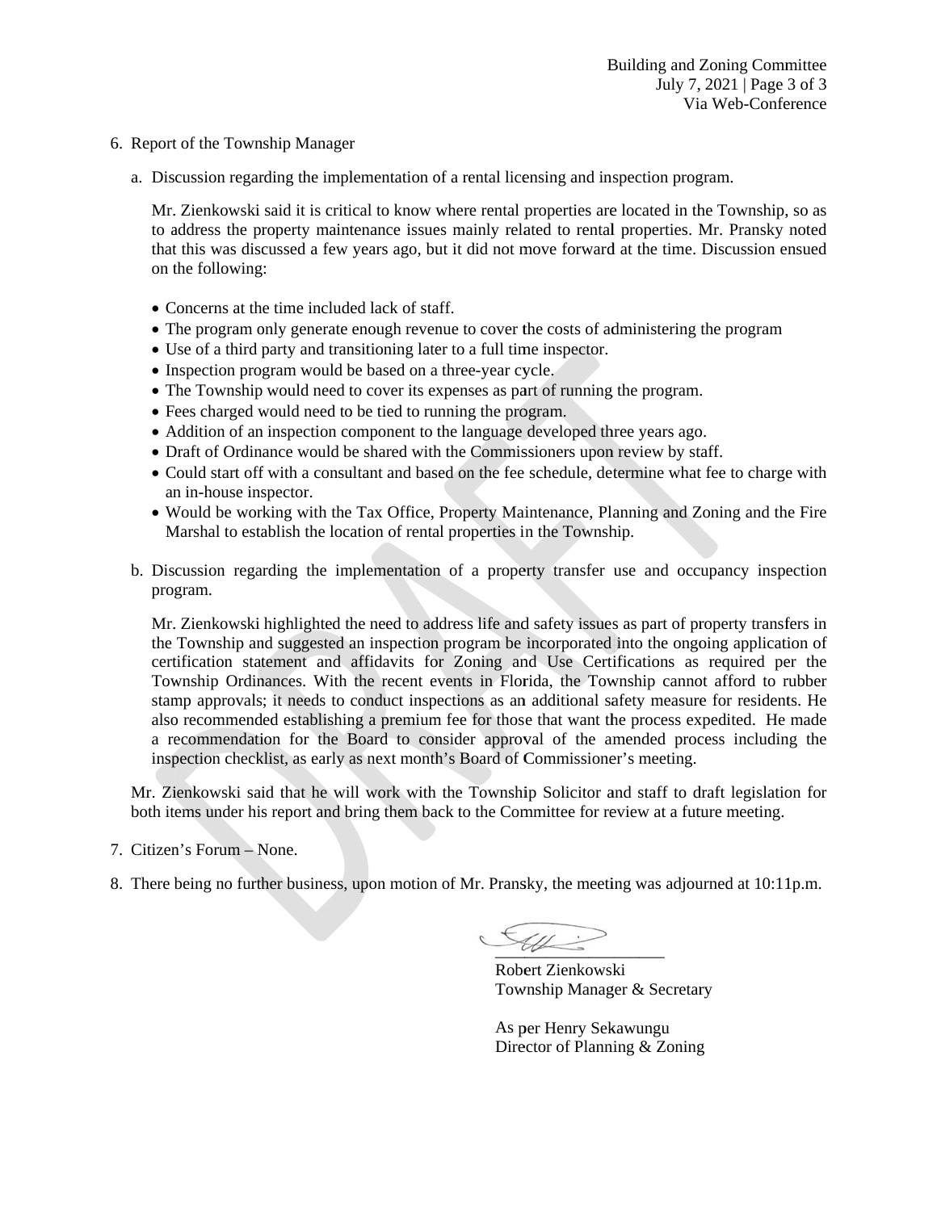6. Report of the Township Manager

   a. Discussion regarding the implementation of a rental licensing and inspection program.

      Mr. Zienkowski said it is critical to know where rental properties are located in the Township, so as to address the property maintenance issues mainly related to rental properties. Mr. Pransky noted that this was discussed a few years ago, but it did not move forward at the time. Discussion ensued on the following:

      - Concerns at the time included lack of staff.
      - The program only generate enough revenue to cover the costs of administering the program
      - Use of a third party and transitioning later to a full time inspector.
      - Inspection program would be based on a three-year cycle.
      - The Township would need to cover its expenses as part of running the program.
      - Fees charged would need to be tied to running the program.
      - Addition of an inspection component to the language developed three years ago.
      - Draft of Ordinance would be shared with the Commissioners upon review by staff.
      - Could start off with a consultant and based on the fee schedule, determine what fee to charge with an in-house inspector.
      - Would be working with the Tax Office, Property Maintenance, Planning and Zoning and the Fire Marshal to establish the location of rental properties in the Township.

   b. Discussion regarding the implementation of a property transfer use and occupancy inspection program.

      Mr. Zienkowski highlighted the need to address life and safety issues as part of property transfers in the Township and suggested an inspection program be incorporated into the ongoing application of certification statement and affidavits for Zoning and Use Certifications as required per the Township Ordinances. With the recent events in Florida, the Township cannot afford to rubber stamp approvals; it needs to conduct inspections as an additional safety measure for residents. He also recommended establishing a premium fee for those that want the process expedited. He made a recommendation for the Board to consider approval of the amended process including the inspection checklist, as early as next month's Board of Commissioner's meeting.

   Mr. Zienkowski said that he will work with the Township Solicitor and staff to draft legislation for both items under his report and bring them back to the Committee for review at a future meeting.

7. Citizen's Forum – None.

8. There being no further business, upon motion of Mr. Pransky, the meeting was adjourned at 10:11p.m.

Robert Zienkowski
Township Manager & Secretary

As per Henry Sekawungu
Director of Planning & Zoning